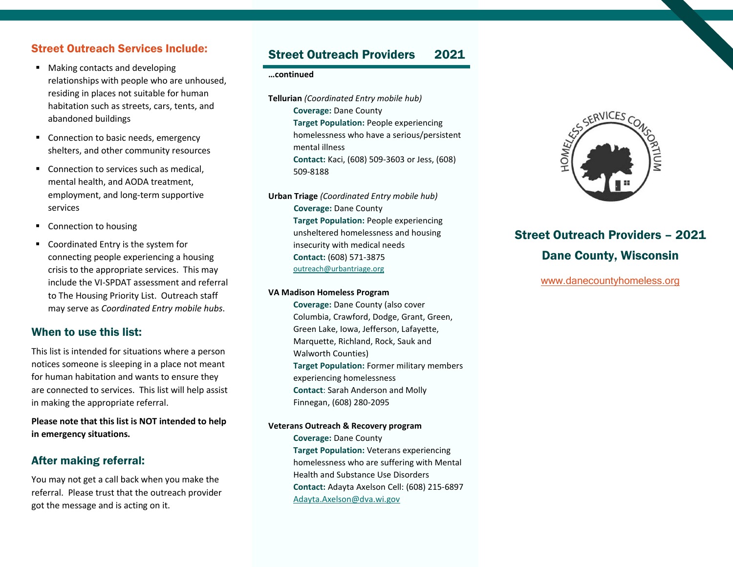## Street Outreach Services Include:

- Making contacts and developing relationships with people who are unhoused, residing in places not suitable for human habitation such as streets, cars, tents, and abandoned buildings
- Connection to basic needs, emergency shelters, and other community resources
- Connection to services such as medical, mental health, and AODA treatment, employment, and long-term supportive services
- Connection to housing
- Coordinated Entry is the system for connecting people experiencing a housing crisis to the appropriate services. This may include the VI-SPDAT assessment and referral to The Housing Priority List. Outreach staff may serve as *Coordinated Entry mobile hubs*.

## When to use this list:

This list is intended for situations where a person notices someone is sleeping in a place not meant for human habitation and wants to ensure they are connected to services. This list will help assist in making the appropriate referral.

**Please note that this list is NOT intended to help in emergency situations.**

## After making referral:

You may not get a call back when you make the referral. Please trust that the outreach provider got the message and is acting on it.

## Street Outreach Providers 2021

**…continued**

**Tellurian** *(Coordinated Entry mobile hub)*

**Coverage:** Dane County
**Target Population:** People experiencing homelessness who have a serious/persistent mental illness
**Contact:** Kaci, (608) 509-3603 or Jess, (608) 509-8188

**Urban Triage** *(Coordinated Entry mobile hub)*

**Coverage:** Dane County
**Target Population:** People experiencing unsheltered homelessness and housing insecurity with medical needs
**Contact:** (608) 571-3875
outreach@urbantriage.org

**VA Madison Homeless Program**

**Coverage:** Dane County (also cover Columbia, Crawford, Dodge, Grant, Green, Green Lake, Iowa, Jefferson, Lafayette, Marquette, Richland, Rock, Sauk and Walworth Counties)
**Target Population:** Former military members experiencing homelessness
**Contact**: Sarah Anderson and Molly Finnegan, (608) 280-2095

**Veterans Outreach & Recovery program**

**Coverage:** Dane County
**Target Population:** Veterans experiencing homelessness who are suffering with Mental Health and Substance Use Disorders
**Contact:** Adayta Axelson Cell: (608) 215-6897
Adayta.Axelson@dva.wi.gov

HOMELESS SERVICES CONSORTIUM

# Street Outreach Providers – 2021

## Dane County, Wisconsin

www.danecountyhomeless.org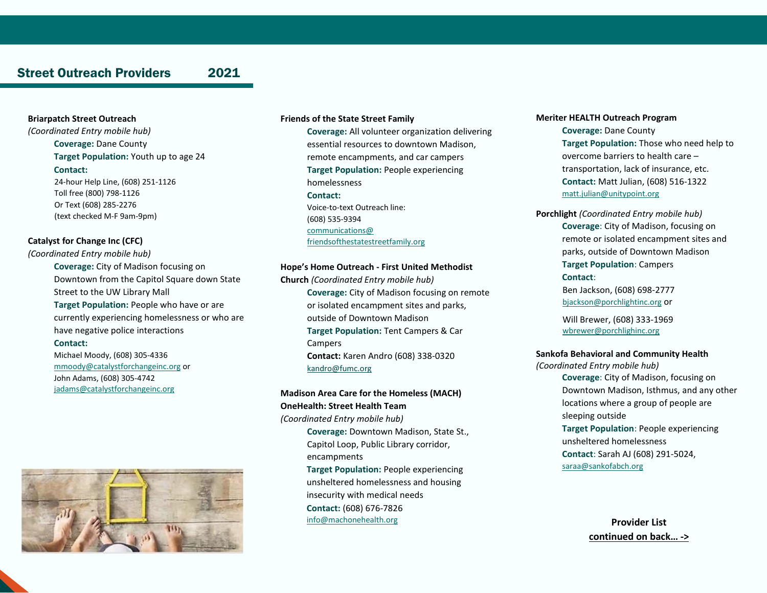## Street Outreach Providers 2021

**Briarpatch Street Outreach**
*(Coordinated Entry mobile hub)*

**Coverage:** Dane County
**Target Population:** Youth up to age 24
**Contact:**
24-hour Help Line, (608) 251-1126
Toll free (800) 798-1126
Or Text (608) 285-2276
(text checked M-F 9am-9pm)

**Catalyst for Change Inc (CFC)**
*(Coordinated Entry mobile hub)*

**Coverage:** City of Madison focusing on Downtown from the Capitol Square down State Street to the UW Library Mall
**Target Population:** People who have or are currently experiencing homelessness or who are have negative police interactions
**Contact:**
Michael Moody, (608) 305-4336
mmoody@catalystforchangeinc.org or
John Adams, (608) 305-4742
jadams@catalystforchangeinc.org

**Friends of the State Street Family**

**Coverage:** All volunteer organization delivering essential resources to downtown Madison, remote encampments, and car campers
**Target Population:** People experiencing homelessness
**Contact:**
Voice-to-text Outreach line:
(608) 535-9394
communications@friendsofthestatestreetfamily.org

**Hope's Home Outreach - First United Methodist Church** *(Coordinated Entry mobile hub)*

**Coverage:** City of Madison focusing on remote or isolated encampment sites and parks, outside of Downtown Madison
**Target Population:** Tent Campers & Car Campers
**Contact:** Karen Andro (608) 338-0320
kandro@fumc.org

**Madison Area Care for the Homeless (MACH) OneHealth: Street Health Team**
*(Coordinated Entry mobile hub)*

**Coverage:** Downtown Madison, State St., Capitol Loop, Public Library corridor, encampments
**Target Population:** People experiencing unsheltered homelessness and housing insecurity with medical needs
**Contact:** (608) 676-7826
info@machonehealth.org

**Meriter HEALTH Outreach Program**

**Coverage:** Dane County
**Target Population:** Those who need help to overcome barriers to health care – transportation, lack of insurance, etc.
**Contact:** Matt Julian, (608) 516-1322
matt.julian@unitypoint.org

**Porchlight** *(Coordinated Entry mobile hub)*

**Coverage**: City of Madison, focusing on remote or isolated encampment sites and parks, outside of Downtown Madison
**Target Population**: Campers
**Contact**:
Ben Jackson, (608) 698-2777
bjackson@porchlightinc.org or

Will Brewer, (608) 333-1969
wbrewer@porchlighinc.org

**Sankofa Behavioral and Community Health**
*(Coordinated Entry mobile hub)*

**Coverage**: City of Madison, focusing on Downtown Madison, Isthmus, and any other locations where a group of people are sleeping outside
**Target Population**: People experiencing unsheltered homelessness
**Contact**: Sarah AJ (608) 291-5024,
saraa@sankofabch.org

**Provider List**
**continued on back… ->**